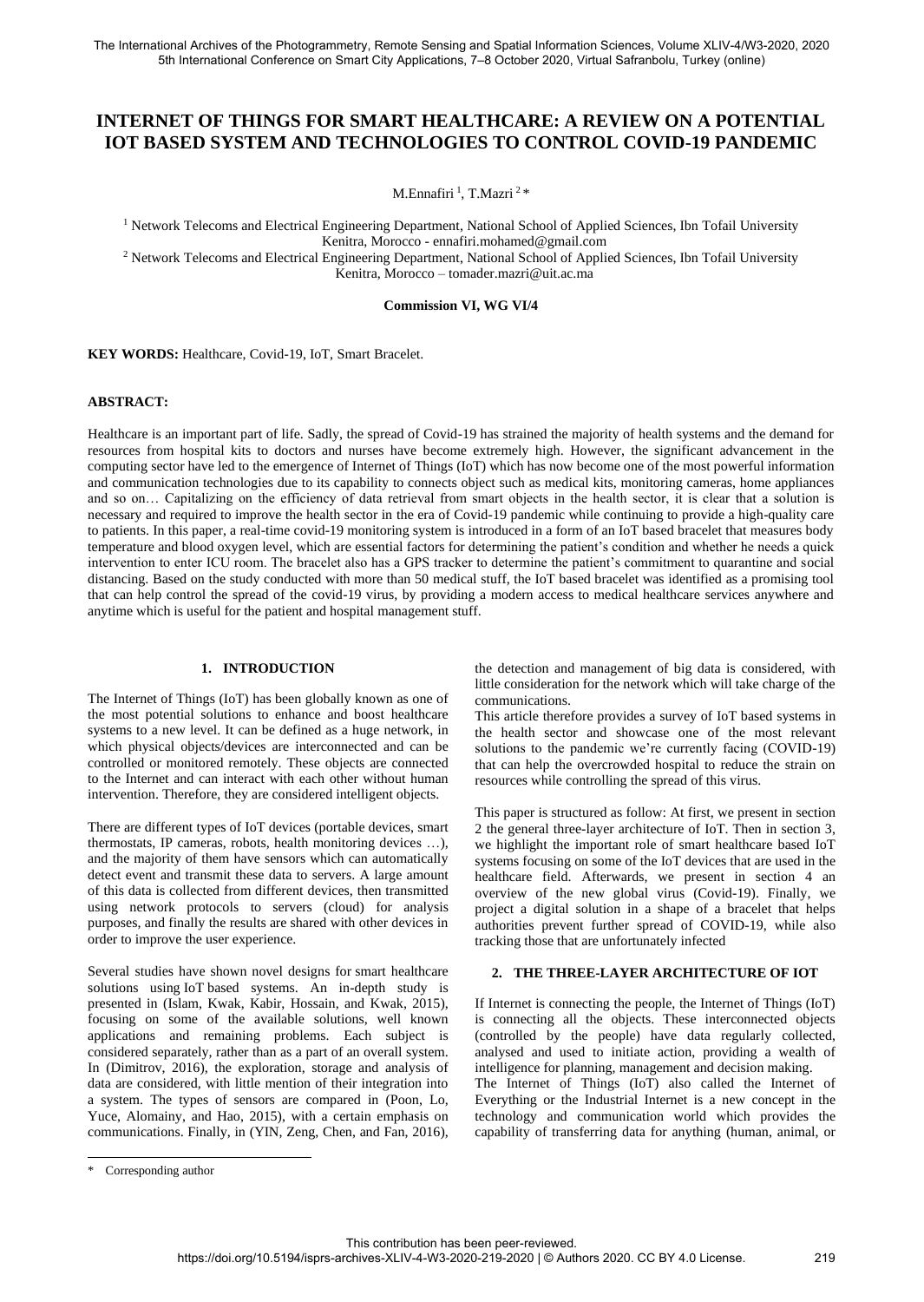# INTERNET OF THINGS FOR SMART HEALTHCARE: A REVIEW ON A POTENTIAL IOT BASED SYSTEM AND TECHNOLOGIES TO CONTROL COVID-19 PANDEMIC

M.Ennafiri [1], T.Mazri [2] *

[1] Network Telecoms and Electrical Engineering Department, National School of Applied Sciences, Ibn Tofail University Kenitra, Morocco - ennafiri.mohamed@gmail.com

[2] Network Telecoms and Electrical Engineering Department, National School of Applied Sciences, Ibn Tofail University Kenitra, Morocco – tomader.mazri@uit.ac.ma

**Commission VI, WG VI/4**

**KEY WORDS:** Healthcare, Covid-19, IoT, Smart Bracelet.

**ABSTRACT:**

Healthcare is an important part of life. Sadly, the spread of Covid-19 has strained the majority of health systems and the demand for resources from hospital kits to doctors and nurses have become extremely high. However, the significant advancement in the computing sector have led to the emergence of Internet of Things (IoT) which has now become one of the most powerful information and communication technologies due to its capability to connects object such as medical kits, monitoring cameras, home appliances and so on… Capitalizing on the efficiency of data retrieval from smart objects in the health sector, it is clear that a solution is necessary and required to improve the health sector in the era of Covid-19 pandemic while continuing to provide a high-quality care to patients. In this paper, a real-time covid-19 monitoring system is introduced in a form of an IoT based bracelet that measures body temperature and blood oxygen level, which are essential factors for determining the patient's condition and whether he needs a quick intervention to enter ICU room. The bracelet also has a GPS tracker to determine the patient's commitment to quarantine and social distancing. Based on the study conducted with more than 50 medical stuff, the IoT based bracelet was identified as a promising tool that can help control the spread of the covid-19 virus, by providing a modern access to medical healthcare services anywhere and anytime which is useful for the patient and hospital management stuff.

## 1. INTRODUCTION

The Internet of Things (IoT) has been globally known as one of the most potential solutions to enhance and boost healthcare systems to a new level. It can be defined as a huge network, in which physical objects/devices are interconnected and can be controlled or monitored remotely. These objects are connected to the Internet and can interact with each other without human intervention. Therefore, they are considered intelligent objects.

There are different types of IoT devices (portable devices, smart thermostats, IP cameras, robots, health monitoring devices …), and the majority of them have sensors which can automatically detect event and transmit these data to servers. A large amount of this data is collected from different devices, then transmitted using network protocols to servers (cloud) for analysis purposes, and finally the results are shared with other devices in order to improve the user experience.

Several studies have shown novel designs for smart healthcare solutions using IoT based systems. An in-depth study is presented in (Islam, Kwak, Kabir, Hossain, and Kwak, 2015), focusing on some of the available solutions, well known applications and remaining problems. Each subject is considered separately, rather than as a part of an overall system. In (Dimitrov, 2016), the exploration, storage and analysis of data are considered, with little mention of their integration into a system. The types of sensors are compared in (Poon, Lo, Yuce, Alomainy, and Hao, 2015), with a certain emphasis on communications. Finally, in (YIN, Zeng, Chen, and Fan, 2016), the detection and management of big data is considered, with little consideration for the network which will take charge of the communications.

This article therefore provides a survey of IoT based systems in the health sector and showcase one of the most relevant solutions to the pandemic we're currently facing (COVID-19) that can help the overcrowded hospital to reduce the strain on resources while controlling the spread of this virus.

This paper is structured as follow: At first, we present in section 2 the general three-layer architecture of IoT. Then in section 3, we highlight the important role of smart healthcare based IoT systems focusing on some of the IoT devices that are used in the healthcare field. Afterwards, we present in section 4 an overview of the new global virus (Covid-19). Finally, we project a digital solution in a shape of a bracelet that helps authorities prevent further spread of COVID-19, while also tracking those that are unfortunately infected

## 2. THE THREE-LAYER ARCHITECTURE OF IOT

If Internet is connecting the people, the Internet of Things (IoT) is connecting all the objects. These interconnected objects (controlled by the people) have data regularly collected, analysed and used to initiate action, providing a wealth of intelligence for planning, management and decision making.

The Internet of Things (IoT) also called the Internet of Everything or the Industrial Internet is a new concept in the technology and communication world which provides the capability of transferring data for anything (human, animal, or

* Corresponding author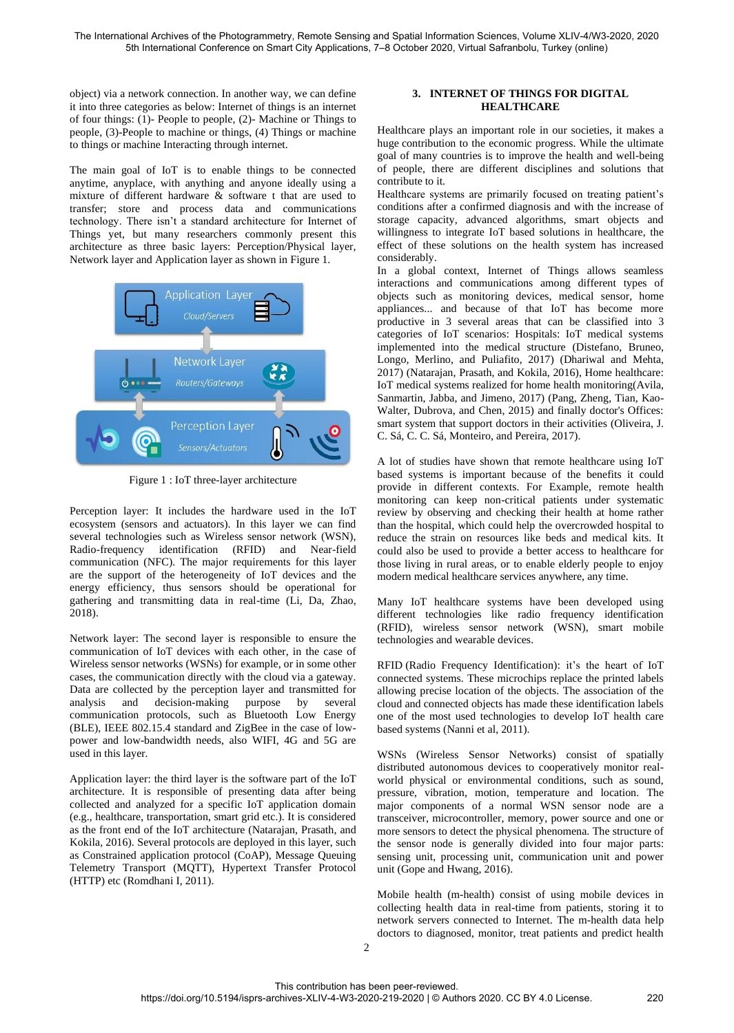object) via a network connection. In another way, we can define it into three categories as below: Internet of things is an internet of four things: (1)- People to people, (2)- Machine or Things to people, (3)-People to machine or things, (4) Things or machine to things or machine Interacting through internet.

The main goal of IoT is to enable things to be connected anytime, anyplace, with anything and anyone ideally using a mixture of different hardware & software t that are used to transfer; store and process data and communications technology. There isn't a standard architecture for Internet of Things yet, but many researchers commonly present this architecture as three basic layers: Perception/Physical layer, Network layer and Application layer as shown in Figure 1.

Application Layer

Cloud/Servers

Network Layer

Routers/Gateways

Perception Layer

Sensors/Actuators

Figure 1 : IoT three-layer architecture

Perception layer: It includes the hardware used in the IoT ecosystem (sensors and actuators). In this layer we can find several technologies such as Wireless sensor network (WSN), Radio-frequency identification (RFID) and Near-field communication (NFC). The major requirements for this layer are the support of the heterogeneity of IoT devices and the energy efficiency, thus sensors should be operational for gathering and transmitting data in real-time (Li, Da, Zhao, 2018).

Network layer: The second layer is responsible to ensure the communication of IoT devices with each other, in the case of Wireless sensor networks (WSNs) for example, or in some other cases, the communication directly with the cloud via a gateway. Data are collected by the perception layer and transmitted for analysis and decision-making purpose by several communication protocols, such as Bluetooth Low Energy (BLE), IEEE 802.15.4 standard and ZigBee in the case of low-power and low-bandwidth needs, also WIFI, 4G and 5G are used in this layer.

Application layer: the third layer is the software part of the IoT architecture. It is responsible of presenting data after being collected and analyzed for a specific IoT application domain (e.g., healthcare, transportation, smart grid etc.). It is considered as the front end of the IoT architecture (Natarajan, Prasath, and Kokila, 2016). Several protocols are deployed in this layer, such as Constrained application protocol (CoAP), Message Queuing Telemetry Transport (MQTT), Hypertext Transfer Protocol (HTTP) etc (Romdhani I, 2011).

## 3. INTERNET OF THINGS FOR DIGITAL HEALTHCARE

Healthcare plays an important role in our societies, it makes a huge contribution to the economic progress. While the ultimate goal of many countries is to improve the health and well-being of people, there are different disciplines and solutions that contribute to it.

Healthcare systems are primarily focused on treating patient's conditions after a confirmed diagnosis and with the increase of storage capacity, advanced algorithms, smart objects and willingness to integrate IoT based solutions in healthcare, the effect of these solutions on the health system has increased considerably.

In a global context, Internet of Things allows seamless interactions and communications among different types of objects such as monitoring devices, medical sensor, home appliances... and because of that IoT has become more productive in 3 several areas that can be classified into 3 categories of IoT scenarios: Hospitals: IoT medical systems implemented into the medical structure (Distefano, Bruneo, Longo, Merlino, and Puliafito, 2017) (Dhariwal and Mehta, 2017) (Natarajan, Prasath, and Kokila, 2016), Home healthcare: IoT medical systems realized for home health monitoring(Avila, Sanmartin, Jabba, and Jimeno, 2017) (Pang, Zheng, Tian, Kao-Walter, Dubrova, and Chen, 2015) and finally doctor's Offices: smart system that support doctors in their activities (Oliveira, J. C. Sá, C. C. Sá, Monteiro, and Pereira, 2017).

A lot of studies have shown that remote healthcare using IoT based systems is important because of the benefits it could provide in different contexts. For Example, remote health monitoring can keep non-critical patients under systematic review by observing and checking their health at home rather than the hospital, which could help the overcrowded hospital to reduce the strain on resources like beds and medical kits. It could also be used to provide a better access to healthcare for those living in rural areas, or to enable elderly people to enjoy modern medical healthcare services anywhere, any time.

Many IoT healthcare systems have been developed using different technologies like radio frequency identification (RFID), wireless sensor network (WSN), smart mobile technologies and wearable devices.

RFID (Radio Frequency Identification): it's the heart of IoT connected systems. These microchips replace the printed labels allowing precise location of the objects. The association of the cloud and connected objects has made these identification labels one of the most used technologies to develop IoT health care based systems (Nanni et al, 2011).

WSNs (Wireless Sensor Networks) consist of spatially distributed autonomous devices to cooperatively monitor real-world physical or environmental conditions, such as sound, pressure, vibration, motion, temperature and location. The major components of a normal WSN sensor node are a transceiver, microcontroller, memory, power source and one or more sensors to detect the physical phenomena. The structure of the sensor node is generally divided into four major parts: sensing unit, processing unit, communication unit and power unit (Gope and Hwang, 2016).

Mobile health (m-health) consist of using mobile devices in collecting health data in real-time from patients, storing it to network servers connected to Internet. The m-health data help doctors to diagnosed, monitor, treat patients and predict health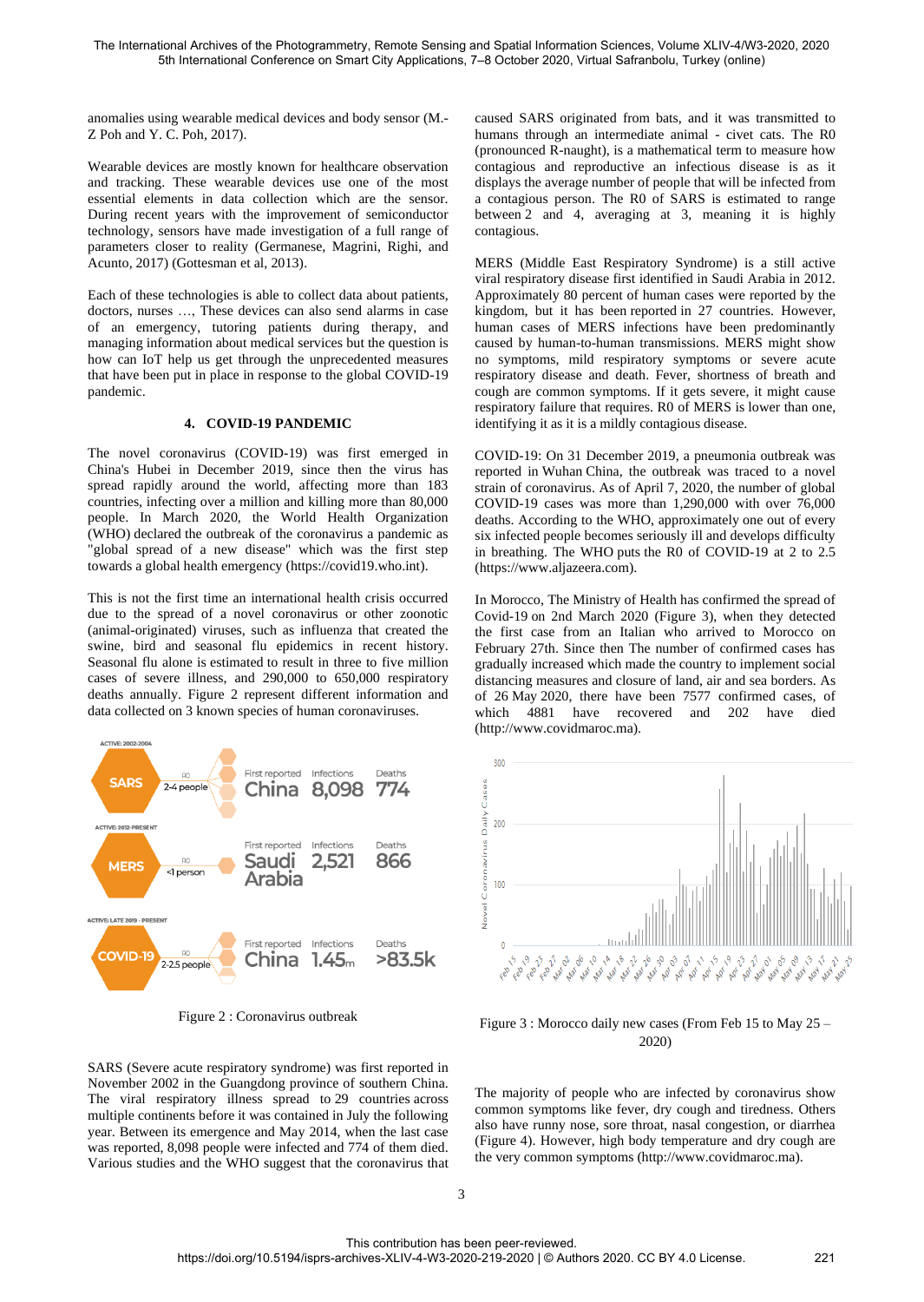anomalies using wearable medical devices and body sensor (M.-Z Poh and Y. C. Poh, 2017).

Wearable devices are mostly known for healthcare observation and tracking. These wearable devices use one of the most essential elements in data collection which are the sensor. During recent years with the improvement of semiconductor technology, sensors have made investigation of a full range of parameters closer to reality (Germanese, Magrini, Righi, and Acunto, 2017) (Gottesman et al, 2013).

Each of these technologies is able to collect data about patients, doctors, nurses …, These devices can also send alarms in case of an emergency, tutoring patients during therapy, and managing information about medical services but the question is how can IoT help us get through the unprecedented measures that have been put in place in response to the global COVID-19 pandemic.

## 4. COVID-19 PANDEMIC

The novel coronavirus (COVID-19) was first emerged in China's Hubei in December 2019, since then the virus has spread rapidly around the world, affecting more than 183 countries, infecting over a million and killing more than 80,000 people. In March 2020, the World Health Organization (WHO) declared the outbreak of the coronavirus a pandemic as "global spread of a new disease" which was the first step towards a global health emergency (https://covid19.who.int).

This is not the first time an international health crisis occurred due to the spread of a novel coronavirus or other zoonotic (animal-originated) viruses, such as influenza that created the swine, bird and seasonal flu epidemics in recent history. Seasonal flu alone is estimated to result in three to five million cases of severe illness, and 290,000 to 650,000 respiratory deaths annually. Figure 2 represent different information and data collected on 3 known species of human coronaviruses.

ACTIVE: 2002-2004
SARS
R0
2-4 people
First reported China
Infections 8,098
Deaths 774

ACTIVE: 2012-PRESENT
MERS
R0
<1 person
First reported Saudi Arabia
Infections 2,521
Deaths 866

ACTIVE: LATE 2019 - PRESENT
COVID-19
R0
2-2.5 people
First reported China
Infections 1.45m
Deaths >83.5k

Figure 2 : Coronavirus outbreak

SARS (Severe acute respiratory syndrome) was first reported in November 2002 in the Guangdong province of southern China. The viral respiratory illness spread to 29 countries across multiple continents before it was contained in July the following year. Between its emergence and May 2014, when the last case was reported, 8,098 people were infected and 774 of them died. Various studies and the WHO suggest that the coronavirus that caused SARS originated from bats, and it was transmitted to humans through an intermediate animal - civet cats. The R0 (pronounced R-naught), is a mathematical term to measure how contagious and reproductive an infectious disease is as it displays the average number of people that will be infected from a contagious person. The R0 of SARS is estimated to range between 2 and 4, averaging at 3, meaning it is highly contagious.

MERS (Middle East Respiratory Syndrome) is a still active viral respiratory disease first identified in Saudi Arabia in 2012. Approximately 80 percent of human cases were reported by the kingdom, but it has been reported in 27 countries. However, human cases of MERS infections have been predominantly caused by human-to-human transmissions. MERS might show no symptoms, mild respiratory symptoms or severe acute respiratory disease and death. Fever, shortness of breath and cough are common symptoms. If it gets severe, it might cause respiratory failure that requires. R0 of MERS is lower than one, identifying it as it is a mildly contagious disease.

COVID-19: On 31 December 2019, a pneumonia outbreak was reported in Wuhan China, the outbreak was traced to a novel strain of coronavirus. As of April 7, 2020, the number of global COVID-19 cases was more than 1,290,000 with over 76,000 deaths. According to the WHO, approximately one out of every six infected people becomes seriously ill and develops difficulty in breathing. The WHO puts the R0 of COVID-19 at 2 to 2.5 (https://www.aljazeera.com).

In Morocco, The Ministry of Health has confirmed the spread of Covid-19 on 2nd March 2020 (Figure 3), when they detected the first case from an Italian who arrived to Morocco on February 27th. Since then The number of confirmed cases has gradually increased which made the country to implement social distancing measures and closure of land, air and sea borders. As of 26 May 2020, there have been 7577 confirmed cases, of which 4881 have recovered and 202 have died (http://www.covidmaroc.ma).

Novel Coronavirus Daily Cases
300
200
100
0
Feb 15, Feb 19, Feb 23, Feb 27, Mar 02, Mar 06, Mar 10, Mar 14, Mar 18, Mar 22, Mar 26, Mar 30, Apr 03, Apr 07, Apr 11, Apr 15, Apr 19, Apr 23, Apr 27, May 01, May 05, May 09, May 13, May 17, May 21, May 25

Figure 3 : Morocco daily new cases (From Feb 15 to May 25 – 2020)

The majority of people who are infected by coronavirus show common symptoms like fever, dry cough and tiredness. Others also have runny nose, sore throat, nasal congestion, or diarrhea (Figure 4). However, high body temperature and dry cough are the very common symptoms (http://www.covidmaroc.ma).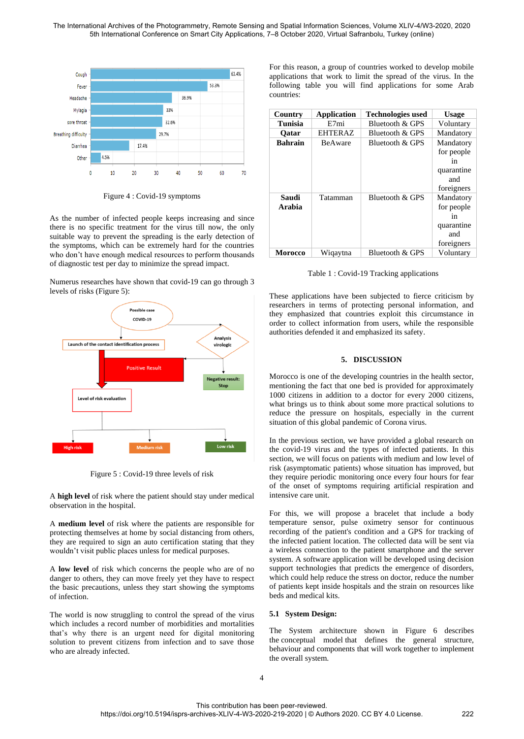Cough 63.4%
Fever 53.3%
Headache 36.9%
Mylagia 33%
sore throat 32.6%
Breathing difficulty 29.7%
Diarrhea 17.4%
Other 4.5%

0 10 20 30 40 50 60 70

Figure 4 : Covid-19 symptoms

As the number of infected people keeps increasing and since there is no specific treatment for the virus till now, the only suitable way to prevent the spreading is the early detection of the symptoms, which can be extremely hard for the countries who don't have enough medical resources to perform thousands of diagnostic test per day to minimize the spread impact.

Numerus researches have shown that covid-19 can go through 3 levels of risks (Figure 5):

Possible case
COVID-19
Analysis virologic
Launch of the contact identification process
Positive Result
Negative result: Stop
Level of risk evaluation
High risk
Medium risk
Low risk

Figure 5 : Covid-19 three levels of risk

A **high level** of risk where the patient should stay under medical observation in the hospital.

A **medium level** of risk where the patients are responsible for protecting themselves at home by social distancing from others, they are required to sign an auto certification stating that they wouldn't visit public places unless for medical purposes.

A **low level** of risk which concerns the people who are of no danger to others, they can move freely yet they have to respect the basic precautions, unless they start showing the symptoms of infection.

The world is now struggling to control the spread of the virus which includes a record number of morbidities and mortalities that's why there is an urgent need for digital monitoring solution to prevent citizens from infection and to save those who are already infected.

For this reason, a group of countries worked to develop mobile applications that work to limit the spread of the virus. In the following table you will find applications for some Arab countries:

| Country | Application | Technologies used | Usage |
|---|---|---|---|
| **Tunisia** | E7mi | Bluetooth & GPS | Voluntary |
| **Qatar** | EHTERAZ | Bluetooth & GPS | Mandatory |
| **Bahrain** | BeAware | Bluetooth & GPS | Mandatory for people in quarantine and foreigners |
| **Saudi Arabia** | Tatamman | Bluetooth & GPS | Mandatory for people in quarantine and foreigners |
| **Morocco** | Wiqaytna | Bluetooth & GPS | Voluntary |

Table 1 : Covid-19 Tracking applications

These applications have been subjected to fierce criticism by researchers in terms of protecting personal information, and they emphasized that countries exploit this circumstance in order to collect information from users, while the responsible authorities defended it and emphasized its safety.

## 5. DISCUSSION

Morocco is one of the developing countries in the health sector, mentioning the fact that one bed is provided for approximately 1000 citizens in addition to a doctor for every 2000 citizens, what brings us to think about some more practical solutions to reduce the pressure on hospitals, especially in the current situation of this global pandemic of Corona virus.

In the previous section, we have provided a global research on the covid-19 virus and the types of infected patients. In this section, we will focus on patients with medium and low level of risk (asymptomatic patients) whose situation has improved, but they require periodic monitoring once every four hours for fear of the onset of symptoms requiring artificial respiration and intensive care unit.

For this, we will propose a bracelet that include a body temperature sensor, pulse oximetry sensor for continuous recording of the patient's condition and a GPS for tracking of the infected patient location. The collected data will be sent via a wireless connection to the patient smartphone and the server system. A software application will be developed using decision support technologies that predicts the emergence of disorders, which could help reduce the stress on doctor, reduce the number of patients kept inside hospitals and the strain on resources like beds and medical kits.

### 5.1 System Design:

The System architecture shown in Figure 6 describes the conceptual model that defines the general structure, behaviour and components that will work together to implement the overall system.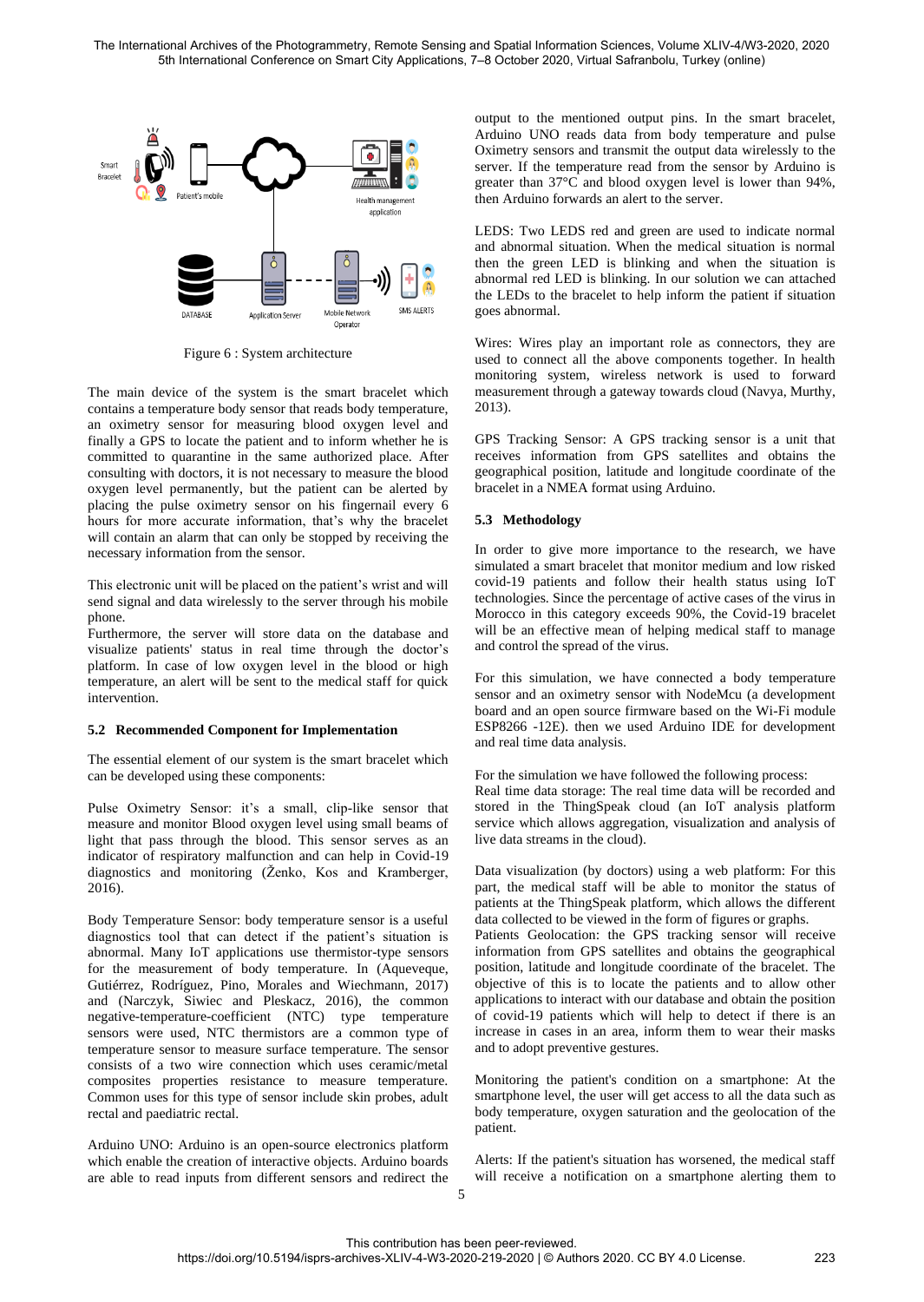Smart Bracelet

Patient's mobile

Health management application

DATABASE

Application Server

Mobile Network Operator

SMS ALERTS

Figure 6 : System architecture

The main device of the system is the smart bracelet which contains a temperature body sensor that reads body temperature, an oximetry sensor for measuring blood oxygen level and finally a GPS to locate the patient and to inform whether he is committed to quarantine in the same authorized place. After consulting with doctors, it is not necessary to measure the blood oxygen level permanently, but the patient can be alerted by placing the pulse oximetry sensor on his fingernail every 6 hours for more accurate information, that's why the bracelet will contain an alarm that can only be stopped by receiving the necessary information from the sensor.

This electronic unit will be placed on the patient's wrist and will send signal and data wirelessly to the server through his mobile phone.

Furthermore, the server will store data on the database and visualize patients' status in real time through the doctor's platform. In case of low oxygen level in the blood or high temperature, an alert will be sent to the medical staff for quick intervention.

### 5.2 Recommended Component for Implementation

The essential element of our system is the smart bracelet which can be developed using these components:

Pulse Oximetry Sensor: it's a small, clip-like sensor that measure and monitor Blood oxygen level using small beams of light that pass through the blood. This sensor serves as an indicator of respiratory malfunction and can help in Covid-19 diagnostics and monitoring (Ženko, Kos and Kramberger, 2016).

Body Temperature Sensor: body temperature sensor is a useful diagnostics tool that can detect if the patient's situation is abnormal. Many IoT applications use thermistor-type sensors for the measurement of body temperature. In (Aqueveque, Gutiérrez, Rodríguez, Pino, Morales and Wiechmann, 2017) and (Narczyk, Siwiec and Pleskacz, 2016), the common negative-temperature-coefficient (NTC) type temperature sensors were used, NTC thermistors are a common type of temperature sensor to measure surface temperature. The sensor consists of a two wire connection which uses ceramic/metal composites properties resistance to measure temperature. Common uses for this type of sensor include skin probes, adult rectal and paediatric rectal.

Arduino UNO: Arduino is an open-source electronics platform which enable the creation of interactive objects. Arduino boards are able to read inputs from different sensors and redirect the output to the mentioned output pins. In the smart bracelet, Arduino UNO reads data from body temperature and pulse Oximetry sensors and transmit the output data wirelessly to the server. If the temperature read from the sensor by Arduino is greater than 37°C and blood oxygen level is lower than 94%, then Arduino forwards an alert to the server.

LEDS: Two LEDS red and green are used to indicate normal and abnormal situation. When the medical situation is normal then the green LED is blinking and when the situation is abnormal red LED is blinking. In our solution we can attached the LEDs to the bracelet to help inform the patient if situation goes abnormal.

Wires: Wires play an important role as connectors, they are used to connect all the above components together. In health monitoring system, wireless network is used to forward measurement through a gateway towards cloud (Navya, Murthy, 2013).

GPS Tracking Sensor: A GPS tracking sensor is a unit that receives information from GPS satellites and obtains the geographical position, latitude and longitude coordinate of the bracelet in a NMEA format using Arduino.

### 5.3 Methodology

In order to give more importance to the research, we have simulated a smart bracelet that monitor medium and low risked covid-19 patients and follow their health status using IoT technologies. Since the percentage of active cases of the virus in Morocco in this category exceeds 90%, the Covid-19 bracelet will be an effective mean of helping medical staff to manage and control the spread of the virus.

For this simulation, we have connected a body temperature sensor and an oximetry sensor with NodeMcu (a development board and an open source firmware based on the Wi-Fi module ESP8266 -12E). then we used Arduino IDE for development and real time data analysis.

For the simulation we have followed the following process:

Real time data storage: The real time data will be recorded and stored in the ThingSpeak cloud (an IoT analysis platform service which allows aggregation, visualization and analysis of live data streams in the cloud).

Data visualization (by doctors) using a web platform: For this part, the medical staff will be able to monitor the status of patients at the ThingSpeak platform, which allows the different data collected to be viewed in the form of figures or graphs.

Patients Geolocation: the GPS tracking sensor will receive information from GPS satellites and obtains the geographical position, latitude and longitude coordinate of the bracelet. The objective of this is to locate the patients and to allow other applications to interact with our database and obtain the position of covid-19 patients which will help to detect if there is an increase in cases in an area, inform them to wear their masks and to adopt preventive gestures.

Monitoring the patient's condition on a smartphone: At the smartphone level, the user will get access to all the data such as body temperature, oxygen saturation and the geolocation of the patient.

Alerts: If the patient's situation has worsened, the medical staff will receive a notification on a smartphone alerting them to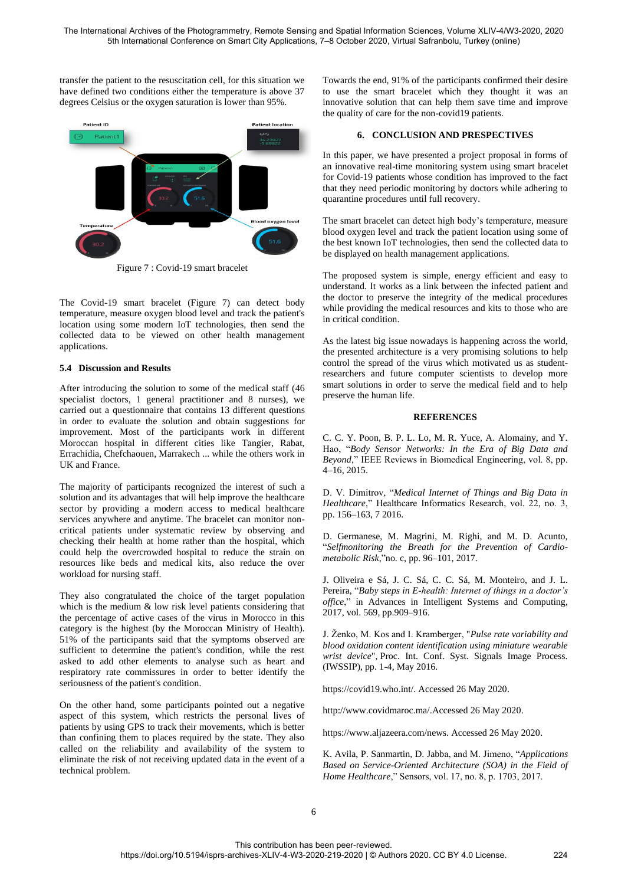transfer the patient to the resuscitation cell, for this situation we have defined two conditions either the temperature is above 37 degrees Celsius or the oxygen saturation is lower than 95%.

Patient ID

Patient1

Patient location

GPS

Temperature

30.2

Blood oxygen level

51.6

Figure 7 : Covid-19 smart bracelet

The Covid-19 smart bracelet (Figure 7) can detect body temperature, measure oxygen blood level and track the patient's location using some modern IoT technologies, then send the collected data to be viewed on other health management applications.

### 5.4 Discussion and Results

After introducing the solution to some of the medical staff (46 specialist doctors, 1 general practitioner and 8 nurses), we carried out a questionnaire that contains 13 different questions in order to evaluate the solution and obtain suggestions for improvement. Most of the participants work in different Moroccan hospital in different cities like Tangier, Rabat, Errachidia, Chefchaouen, Marrakech ... while the others work in UK and France.

The majority of participants recognized the interest of such a solution and its advantages that will help improve the healthcare sector by providing a modern access to medical healthcare services anywhere and anytime. The bracelet can monitor non-critical patients under systematic review by observing and checking their health at home rather than the hospital, which could help the overcrowded hospital to reduce the strain on resources like beds and medical kits, also reduce the over workload for nursing staff.

They also congratulated the choice of the target population which is the medium & low risk level patients considering that the percentage of active cases of the virus in Morocco in this category is the highest (by the Moroccan Ministry of Health). 51% of the participants said that the symptoms observed are sufficient to determine the patient's condition, while the rest asked to add other elements to analyse such as heart and respiratory rate commissures in order to better identify the seriousness of the patient's condition.

On the other hand, some participants pointed out a negative aspect of this system, which restricts the personal lives of patients by using GPS to track their movements, which is better than confining them to places required by the state. They also called on the reliability and availability of the system to eliminate the risk of not receiving updated data in the event of a technical problem.

Towards the end, 91% of the participants confirmed their desire to use the smart bracelet which they thought it was an innovative solution that can help them save time and improve the quality of care for the non-covid19 patients.

## 6. CONCLUSION AND PRESPECTIVES

In this paper, we have presented a project proposal in forms of an innovative real-time monitoring system using smart bracelet for Covid-19 patients whose condition has improved to the fact that they need periodic monitoring by doctors while adhering to quarantine procedures until full recovery.

The smart bracelet can detect high body's temperature, measure blood oxygen level and track the patient location using some of the best known IoT technologies, then send the collected data to be displayed on health management applications.

The proposed system is simple, energy efficient and easy to understand. It works as a link between the infected patient and the doctor to preserve the integrity of the medical procedures while providing the medical resources and kits to those who are in critical condition.

As the latest big issue nowadays is happening across the world, the presented architecture is a very promising solutions to help control the spread of the virus which motivated us as student-researchers and future computer scientists to develop more smart solutions in order to serve the medical field and to help preserve the human life.

## REFERENCES

C. C. Y. Poon, B. P. L. Lo, M. R. Yuce, A. Alomainy, and Y. Hao, "*Body Sensor Networks: In the Era of Big Data and Beyond*," IEEE Reviews in Biomedical Engineering, vol. 8, pp. 4–16, 2015.

D. V. Dimitrov, "*Medical Internet of Things and Big Data in Healthcare*," Healthcare Informatics Research, vol. 22, no. 3, pp. 156–163, 7 2016.

D. Germanese, M. Magrini, M. Righi, and M. D. Acunto, "*Selfmonitoring the Breath for the Prevention of Cardio-metabolic Risk*,"no. c, pp. 96–101, 2017.

J. Oliveira e Sá, J. C. Sá, C. C. Sá, M. Monteiro, and J. L. Pereira, "*Baby steps in E-health: Internet of things in a doctor's office*," in Advances in Intelligent Systems and Computing, 2017, vol. 569, pp.909–916.

J. Ženko, M. Kos and I. Kramberger, "*Pulse rate variability and blood oxidation content identification using miniature wearable wrist device*", Proc. Int. Conf. Syst. Signals Image Process. (IWSSIP), pp. 1-4, May 2016.

https://covid19.who.int/. Accessed 26 May 2020.

http://www.covidmaroc.ma/.Accessed 26 May 2020.

https://www.aljazeera.com/news. Accessed 26 May 2020.

K. Avila, P. Sanmartin, D. Jabba, and M. Jimeno, "*Applications Based on Service-Oriented Architecture (SOA) in the Field of Home Healthcare*," Sensors, vol. 17, no. 8, p. 1703, 2017.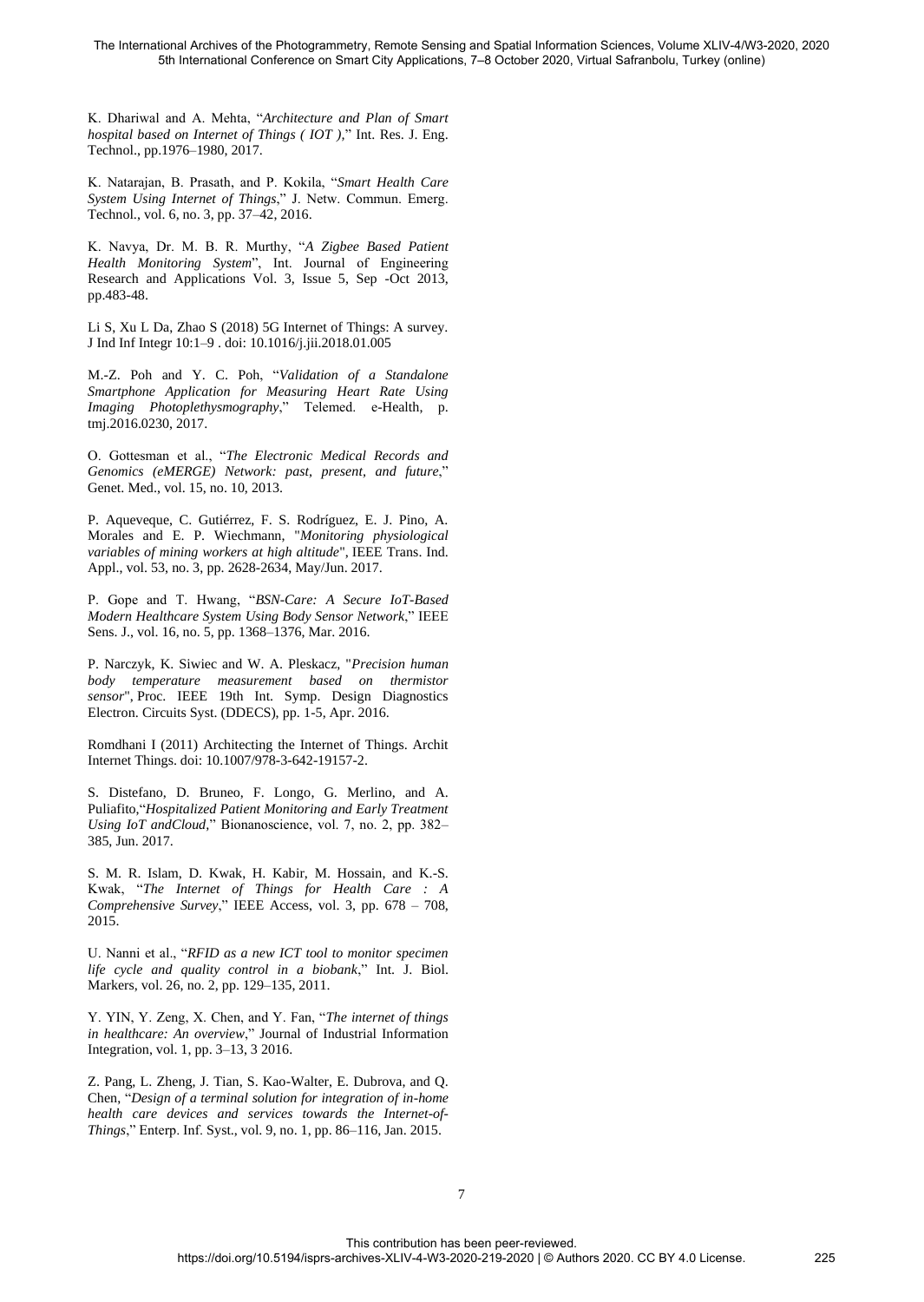K. Dhariwal and A. Mehta, "*Architecture and Plan of Smart hospital based on Internet of Things ( IOT )*," Int. Res. J. Eng. Technol., pp.1976–1980, 2017.

K. Natarajan, B. Prasath, and P. Kokila, "*Smart Health Care System Using Internet of Things*," J. Netw. Commun. Emerg. Technol., vol. 6, no. 3, pp. 37–42, 2016.

K. Navya, Dr. M. B. R. Murthy, "*A Zigbee Based Patient Health Monitoring System*", Int. Journal of Engineering Research and Applications Vol. 3, Issue 5, Sep -Oct 2013, pp.483-48.

Li S, Xu L Da, Zhao S (2018) 5G Internet of Things: A survey. J Ind Inf Integr 10:1–9 . doi: 10.1016/j.jii.2018.01.005

M.-Z. Poh and Y. C. Poh, "*Validation of a Standalone Smartphone Application for Measuring Heart Rate Using Imaging Photoplethysmography*," Telemed. e-Health, p. tmj.2016.0230, 2017.

O. Gottesman et al., "*The Electronic Medical Records and Genomics (eMERGE) Network: past, present, and future*," Genet. Med., vol. 15, no. 10, 2013.

P. Aqueveque, C. Gutiérrez, F. S. Rodríguez, E. J. Pino, A. Morales and E. P. Wiechmann, "*Monitoring physiological variables of mining workers at high altitude*", IEEE Trans. Ind. Appl., vol. 53, no. 3, pp. 2628-2634, May/Jun. 2017.

P. Gope and T. Hwang, "*BSN-Care: A Secure IoT-Based Modern Healthcare System Using Body Sensor Network*," IEEE Sens. J., vol. 16, no. 5, pp. 1368–1376, Mar. 2016.

P. Narczyk, K. Siwiec and W. A. Pleskacz, "*Precision human body temperature measurement based on thermistor sensor*", Proc. IEEE 19th Int. Symp. Design Diagnostics Electron. Circuits Syst. (DDECS), pp. 1-5, Apr. 2016.

Romdhani I (2011) Architecting the Internet of Things. Archit Internet Things. doi: 10.1007/978-3-642-19157-2.

S. Distefano, D. Bruneo, F. Longo, G. Merlino, and A. Puliafito,"*Hospitalized Patient Monitoring and Early Treatment Using IoT andCloud*," Bionanoscience, vol. 7, no. 2, pp. 382–385, Jun. 2017.

S. M. R. Islam, D. Kwak, H. Kabir, M. Hossain, and K.-S. Kwak, "*The Internet of Things for Health Care : A Comprehensive Survey*," IEEE Access, vol. 3, pp. 678 – 708, 2015.

U. Nanni et al., "*RFID as a new ICT tool to monitor specimen life cycle and quality control in a biobank*," Int. J. Biol. Markers, vol. 26, no. 2, pp. 129–135, 2011.

Y. YIN, Y. Zeng, X. Chen, and Y. Fan, "*The internet of things in healthcare: An overview*," Journal of Industrial Information Integration, vol. 1, pp. 3–13, 3 2016.

Z. Pang, L. Zheng, J. Tian, S. Kao-Walter, E. Dubrova, and Q. Chen, "*Design of a terminal solution for integration of in-home health care devices and services towards the Internet-of-Things*," Enterp. Inf. Syst., vol. 9, no. 1, pp. 86–116, Jan. 2015.